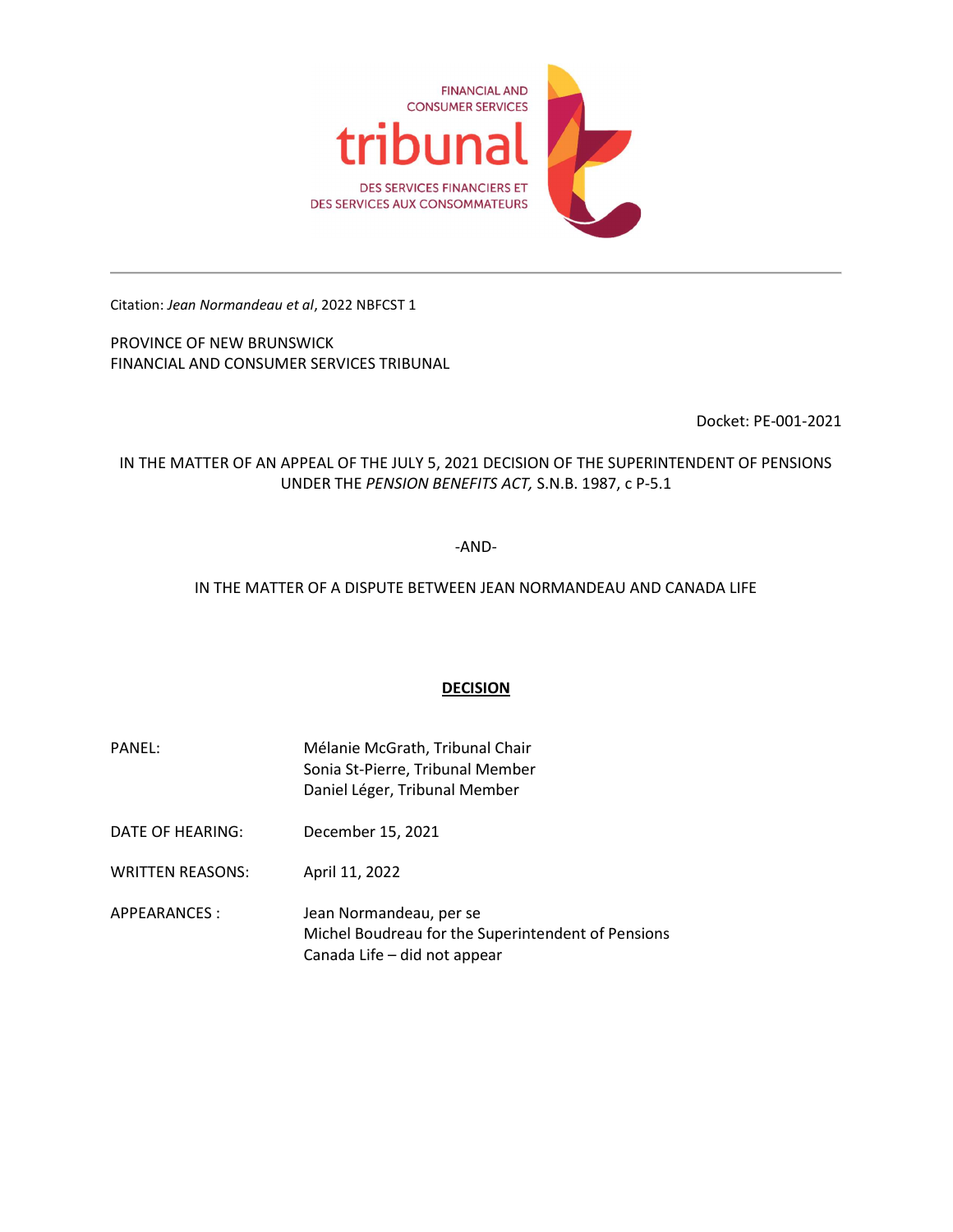FINANCIAL AND CONSUMER SERVICES

tribunal

DES SERVICES FINANCIERS ET DES SERVICES AUX CONSOMMATEURS

Citation: *Jean Normandeau et al*, 2022 NBFCST 1

PROVINCE OF NEW BRUNSWICK
FINANCIAL AND CONSUMER SERVICES TRIBUNAL

Docket: PE-001-2021

IN THE MATTER OF AN APPEAL OF THE JULY 5, 2021 DECISION OF THE SUPERINTENDENT OF PENSIONS UNDER THE *PENSION BENEFITS ACT,* S.N.B. 1987, c P-5.1

-AND-

IN THE MATTER OF A DISPUTE BETWEEN JEAN NORMANDEAU AND CANADA LIFE

**DECISION**

| | |
|---|---|
| PANEL: | Mélanie McGrath, Tribunal Chair<br>Sonia St-Pierre, Tribunal Member<br>Daniel Léger, Tribunal Member |
| DATE OF HEARING: | December 15, 2021 |
| WRITTEN REASONS: | April 11, 2022 |
| APPEARANCES : | Jean Normandeau, per se<br>Michel Boudreau for the Superintendent of Pensions<br>Canada Life – did not appear |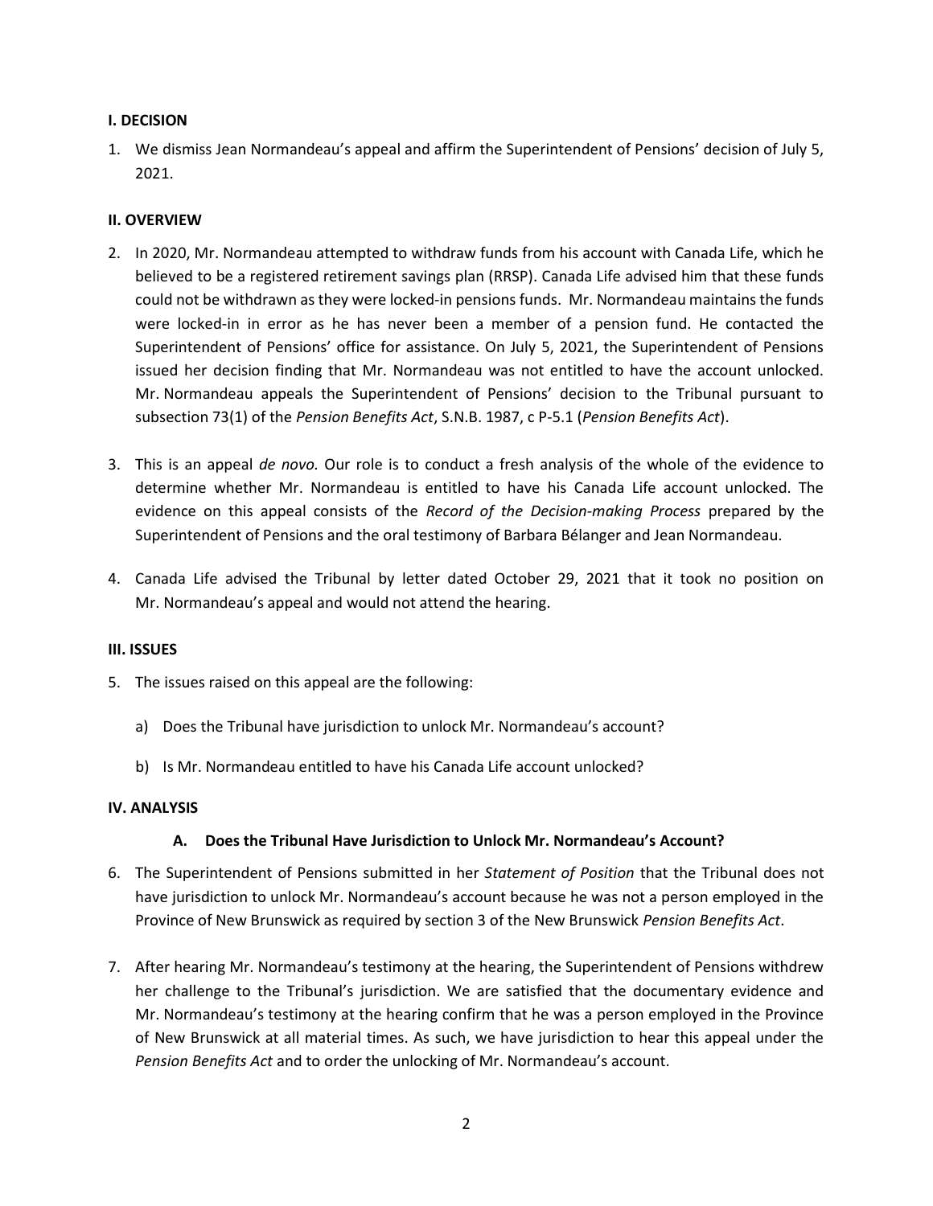## I. DECISION

1. We dismiss Jean Normandeau's appeal and affirm the Superintendent of Pensions' decision of July 5, 2021.

## II. OVERVIEW

2. In 2020, Mr. Normandeau attempted to withdraw funds from his account with Canada Life, which he believed to be a registered retirement savings plan (RRSP). Canada Life advised him that these funds could not be withdrawn as they were locked-in pensions funds. Mr. Normandeau maintains the funds were locked-in in error as he has never been a member of a pension fund. He contacted the Superintendent of Pensions' office for assistance. On July 5, 2021, the Superintendent of Pensions issued her decision finding that Mr. Normandeau was not entitled to have the account unlocked. Mr. Normandeau appeals the Superintendent of Pensions' decision to the Tribunal pursuant to subsection 73(1) of the *Pension Benefits Act*, S.N.B. 1987, c P-5.1 (*Pension Benefits Act*).

3. This is an appeal *de novo.* Our role is to conduct a fresh analysis of the whole of the evidence to determine whether Mr. Normandeau is entitled to have his Canada Life account unlocked. The evidence on this appeal consists of the *Record of the Decision-making Process* prepared by the Superintendent of Pensions and the oral testimony of Barbara Bélanger and Jean Normandeau.

4. Canada Life advised the Tribunal by letter dated October 29, 2021 that it took no position on Mr. Normandeau's appeal and would not attend the hearing.

## III. ISSUES

5. The issues raised on this appeal are the following:

   a) Does the Tribunal have jurisdiction to unlock Mr. Normandeau's account?

   b) Is Mr. Normandeau entitled to have his Canada Life account unlocked?

## IV. ANALYSIS

### A. Does the Tribunal Have Jurisdiction to Unlock Mr. Normandeau's Account?

6. The Superintendent of Pensions submitted in her *Statement of Position* that the Tribunal does not have jurisdiction to unlock Mr. Normandeau's account because he was not a person employed in the Province of New Brunswick as required by section 3 of the New Brunswick *Pension Benefits Act*.

7. After hearing Mr. Normandeau's testimony at the hearing, the Superintendent of Pensions withdrew her challenge to the Tribunal's jurisdiction. We are satisfied that the documentary evidence and Mr. Normandeau's testimony at the hearing confirm that he was a person employed in the Province of New Brunswick at all material times. As such, we have jurisdiction to hear this appeal under the *Pension Benefits Act* and to order the unlocking of Mr. Normandeau's account.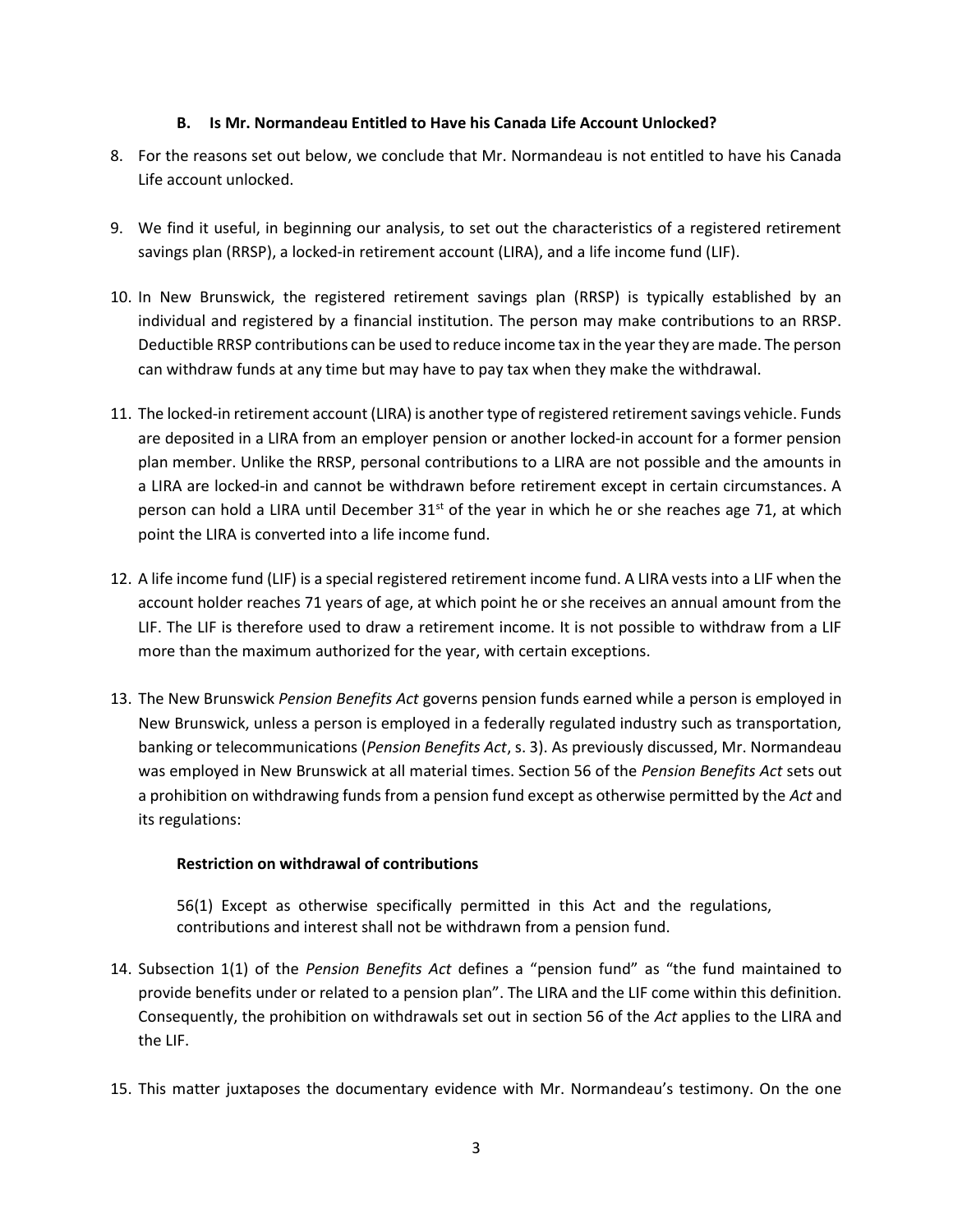### B. Is Mr. Normandeau Entitled to Have his Canada Life Account Unlocked?

8. For the reasons set out below, we conclude that Mr. Normandeau is not entitled to have his Canada Life account unlocked.

9. We find it useful, in beginning our analysis, to set out the characteristics of a registered retirement savings plan (RRSP), a locked-in retirement account (LIRA), and a life income fund (LIF).

10. In New Brunswick, the registered retirement savings plan (RRSP) is typically established by an individual and registered by a financial institution. The person may make contributions to an RRSP. Deductible RRSP contributions can be used to reduce income tax in the year they are made. The person can withdraw funds at any time but may have to pay tax when they make the withdrawal.

11. The locked-in retirement account (LIRA) is another type of registered retirement savings vehicle. Funds are deposited in a LIRA from an employer pension or another locked-in account for a former pension plan member. Unlike the RRSP, personal contributions to a LIRA are not possible and the amounts in a LIRA are locked-in and cannot be withdrawn before retirement except in certain circumstances. A person can hold a LIRA until December 31st of the year in which he or she reaches age 71, at which point the LIRA is converted into a life income fund.

12. A life income fund (LIF) is a special registered retirement income fund. A LIRA vests into a LIF when the account holder reaches 71 years of age, at which point he or she receives an annual amount from the LIF. The LIF is therefore used to draw a retirement income. It is not possible to withdraw from a LIF more than the maximum authorized for the year, with certain exceptions.

13. The New Brunswick *Pension Benefits Act* governs pension funds earned while a person is employed in New Brunswick, unless a person is employed in a federally regulated industry such as transportation, banking or telecommunications (*Pension Benefits Act*, s. 3). As previously discussed, Mr. Normandeau was employed in New Brunswick at all material times. Section 56 of the *Pension Benefits Act* sets out a prohibition on withdrawing funds from a pension fund except as otherwise permitted by the *Act* and its regulations:

    **Restriction on withdrawal of contributions**

    56(1) Except as otherwise specifically permitted in this Act and the regulations, contributions and interest shall not be withdrawn from a pension fund.

14. Subsection 1(1) of the *Pension Benefits Act* defines a "pension fund" as "the fund maintained to provide benefits under or related to a pension plan". The LIRA and the LIF come within this definition. Consequently, the prohibition on withdrawals set out in section 56 of the *Act* applies to the LIRA and the LIF.

15. This matter juxtaposes the documentary evidence with Mr. Normandeau's testimony. On the one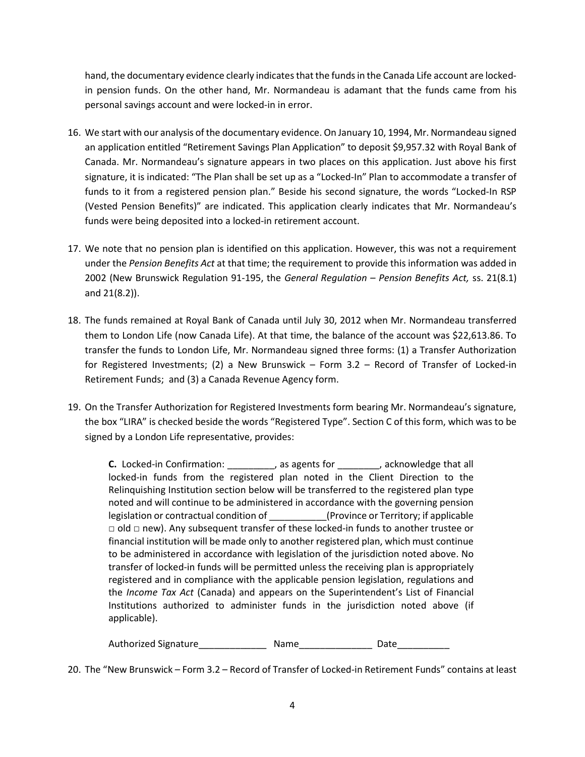hand, the documentary evidence clearly indicates that the funds in the Canada Life account are locked-in pension funds. On the other hand, Mr. Normandeau is adamant that the funds came from his personal savings account and were locked-in in error.

16. We start with our analysis of the documentary evidence. On January 10, 1994, Mr. Normandeau signed an application entitled "Retirement Savings Plan Application" to deposit $9,957.32 with Royal Bank of Canada. Mr. Normandeau's signature appears in two places on this application. Just above his first signature, it is indicated: "The Plan shall be set up as a "Locked-In" Plan to accommodate a transfer of funds to it from a registered pension plan." Beside his second signature, the words "Locked-In RSP (Vested Pension Benefits)" are indicated. This application clearly indicates that Mr. Normandeau's funds were being deposited into a locked-in retirement account.

17. We note that no pension plan is identified on this application. However, this was not a requirement under the *Pension Benefits Act* at that time; the requirement to provide this information was added in 2002 (New Brunswick Regulation 91-195, the *General Regulation – Pension Benefits Act,* ss. 21(8.1) and 21(8.2)).

18. The funds remained at Royal Bank of Canada until July 30, 2012 when Mr. Normandeau transferred them to London Life (now Canada Life). At that time, the balance of the account was $22,613.86. To transfer the funds to London Life, Mr. Normandeau signed three forms: (1) a Transfer Authorization for Registered Investments; (2) a New Brunswick – Form 3.2 – Record of Transfer of Locked-in Retirement Funds; and (3) a Canada Revenue Agency form.

19. On the Transfer Authorization for Registered Investments form bearing Mr. Normandeau's signature, the box "LIRA" is checked beside the words "Registered Type". Section C of this form, which was to be signed by a London Life representative, provides:

    > **C.** Locked-in Confirmation: _________, as agents for ________, acknowledge that all locked-in funds from the registered plan noted in the Client Direction to the Relinquishing Institution section below will be transferred to the registered plan type noted and will continue to be administered in accordance with the governing pension legislation or contractual condition of ___________(Province or Territory; if applicable □ old □ new). Any subsequent transfer of these locked-in funds to another trustee or financial institution will be made only to another registered plan, which must continue to be administered in accordance with legislation of the jurisdiction noted above. No transfer of locked-in funds will be permitted unless the receiving plan is appropriately registered and in compliance with the applicable pension legislation, regulations and the *Income Tax Act* (Canada) and appears on the Superintendent's List of Financial Institutions authorized to administer funds in the jurisdiction noted above (if applicable).
    >
    > Authorized Signature_____________ Name______________ Date__________

20. The "New Brunswick – Form 3.2 – Record of Transfer of Locked-in Retirement Funds" contains at least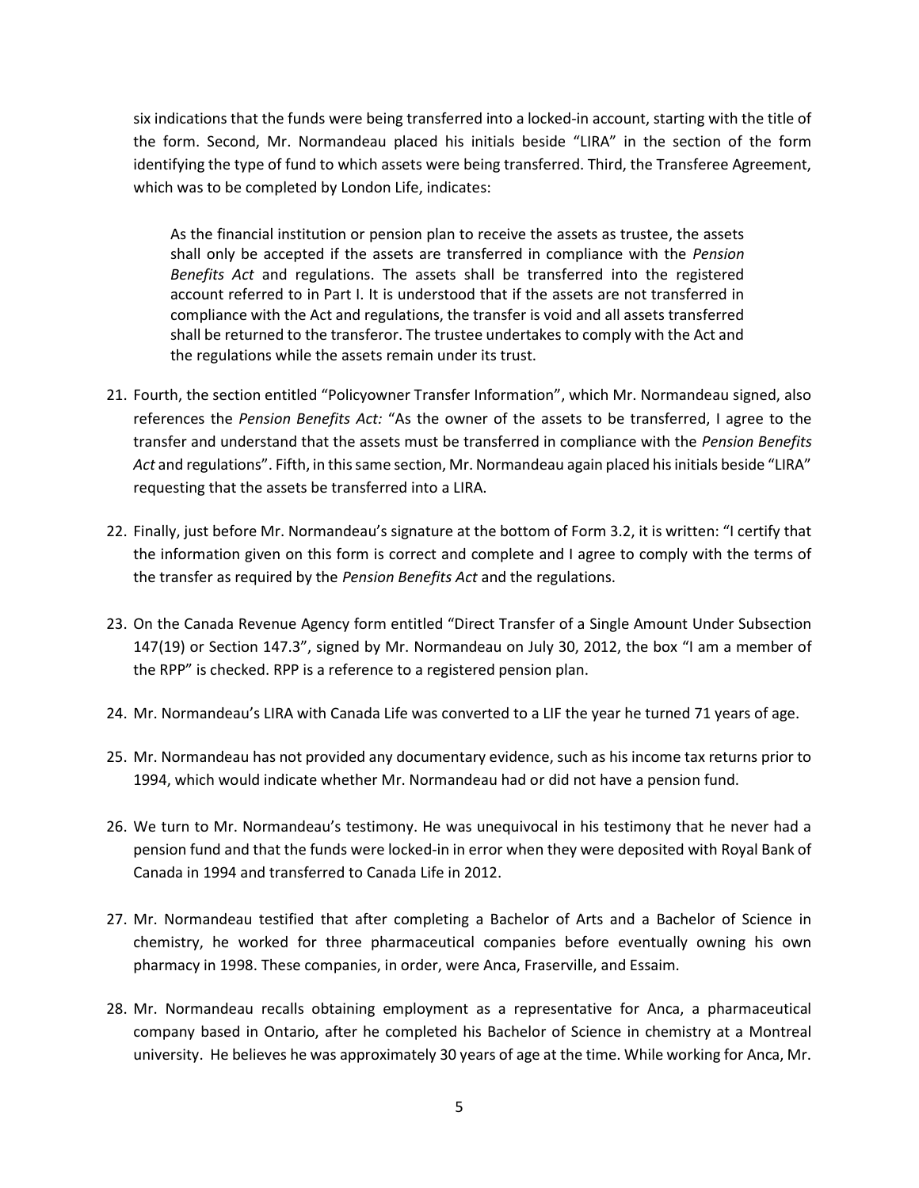six indications that the funds were being transferred into a locked-in account, starting with the title of the form. Second, Mr. Normandeau placed his initials beside "LIRA" in the section of the form identifying the type of fund to which assets were being transferred. Third, the Transferee Agreement, which was to be completed by London Life, indicates:

> As the financial institution or pension plan to receive the assets as trustee, the assets shall only be accepted if the assets are transferred in compliance with the *Pension Benefits Act* and regulations. The assets shall be transferred into the registered account referred to in Part I. It is understood that if the assets are not transferred in compliance with the Act and regulations, the transfer is void and all assets transferred shall be returned to the transferor. The trustee undertakes to comply with the Act and the regulations while the assets remain under its trust.

21. Fourth, the section entitled "Policyowner Transfer Information", which Mr. Normandeau signed, also references the *Pension Benefits Act:* "As the owner of the assets to be transferred, I agree to the transfer and understand that the assets must be transferred in compliance with the *Pension Benefits Act* and regulations". Fifth, in this same section, Mr. Normandeau again placed his initials beside "LIRA" requesting that the assets be transferred into a LIRA.

22. Finally, just before Mr. Normandeau's signature at the bottom of Form 3.2, it is written: "I certify that the information given on this form is correct and complete and I agree to comply with the terms of the transfer as required by the *Pension Benefits Act* and the regulations.

23. On the Canada Revenue Agency form entitled "Direct Transfer of a Single Amount Under Subsection 147(19) or Section 147.3", signed by Mr. Normandeau on July 30, 2012, the box "I am a member of the RPP" is checked. RPP is a reference to a registered pension plan.

24. Mr. Normandeau's LIRA with Canada Life was converted to a LIF the year he turned 71 years of age.

25. Mr. Normandeau has not provided any documentary evidence, such as his income tax returns prior to 1994, which would indicate whether Mr. Normandeau had or did not have a pension fund.

26. We turn to Mr. Normandeau's testimony. He was unequivocal in his testimony that he never had a pension fund and that the funds were locked-in in error when they were deposited with Royal Bank of Canada in 1994 and transferred to Canada Life in 2012.

27. Mr. Normandeau testified that after completing a Bachelor of Arts and a Bachelor of Science in chemistry, he worked for three pharmaceutical companies before eventually owning his own pharmacy in 1998. These companies, in order, were Anca, Fraserville, and Essaim.

28. Mr. Normandeau recalls obtaining employment as a representative for Anca, a pharmaceutical company based in Ontario, after he completed his Bachelor of Science in chemistry at a Montreal university. He believes he was approximately 30 years of age at the time. While working for Anca, Mr.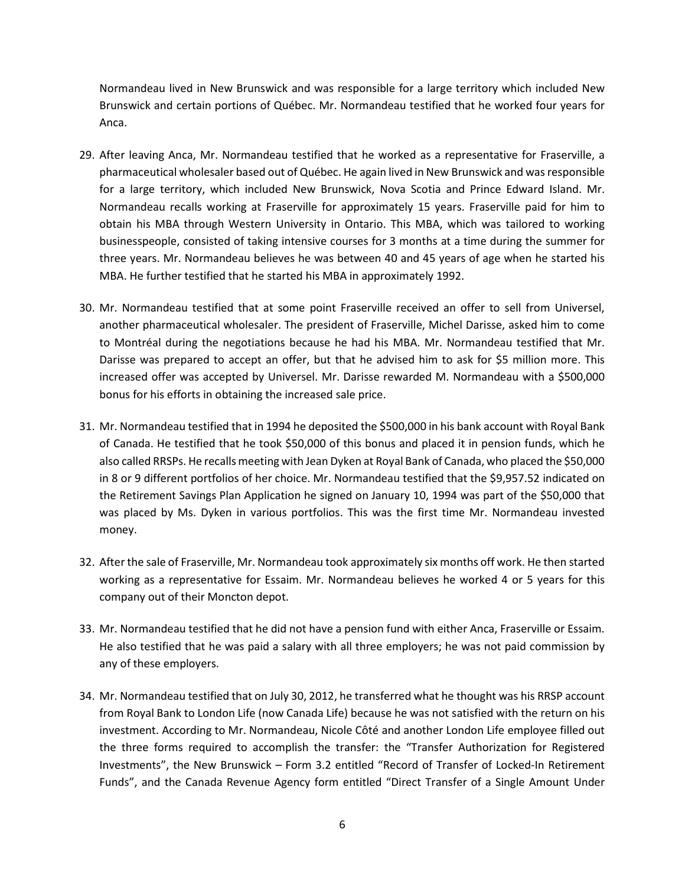Normandeau lived in New Brunswick and was responsible for a large territory which included New Brunswick and certain portions of Québec. Mr. Normandeau testified that he worked four years for Anca.

29. After leaving Anca, Mr. Normandeau testified that he worked as a representative for Fraserville, a pharmaceutical wholesaler based out of Québec. He again lived in New Brunswick and was responsible for a large territory, which included New Brunswick, Nova Scotia and Prince Edward Island. Mr. Normandeau recalls working at Fraserville for approximately 15 years. Fraserville paid for him to obtain his MBA through Western University in Ontario. This MBA, which was tailored to working businesspeople, consisted of taking intensive courses for 3 months at a time during the summer for three years. Mr. Normandeau believes he was between 40 and 45 years of age when he started his MBA. He further testified that he started his MBA in approximately 1992.

30. Mr. Normandeau testified that at some point Fraserville received an offer to sell from Universel, another pharmaceutical wholesaler. The president of Fraserville, Michel Darisse, asked him to come to Montréal during the negotiations because he had his MBA. Mr. Normandeau testified that Mr. Darisse was prepared to accept an offer, but that he advised him to ask for $5 million more. This increased offer was accepted by Universel. Mr. Darisse rewarded M. Normandeau with a $500,000 bonus for his efforts in obtaining the increased sale price.

31. Mr. Normandeau testified that in 1994 he deposited the $500,000 in his bank account with Royal Bank of Canada. He testified that he took $50,000 of this bonus and placed it in pension funds, which he also called RRSPs. He recalls meeting with Jean Dyken at Royal Bank of Canada, who placed the $50,000 in 8 or 9 different portfolios of her choice. Mr. Normandeau testified that the $9,957.52 indicated on the Retirement Savings Plan Application he signed on January 10, 1994 was part of the $50,000 that was placed by Ms. Dyken in various portfolios. This was the first time Mr. Normandeau invested money.

32. After the sale of Fraserville, Mr. Normandeau took approximately six months off work. He then started working as a representative for Essaim. Mr. Normandeau believes he worked 4 or 5 years for this company out of their Moncton depot.

33. Mr. Normandeau testified that he did not have a pension fund with either Anca, Fraserville or Essaim. He also testified that he was paid a salary with all three employers; he was not paid commission by any of these employers.

34. Mr. Normandeau testified that on July 30, 2012, he transferred what he thought was his RRSP account from Royal Bank to London Life (now Canada Life) because he was not satisfied with the return on his investment. According to Mr. Normandeau, Nicole Côté and another London Life employee filled out the three forms required to accomplish the transfer: the "Transfer Authorization for Registered Investments", the New Brunswick – Form 3.2 entitled "Record of Transfer of Locked-In Retirement Funds", and the Canada Revenue Agency form entitled "Direct Transfer of a Single Amount Under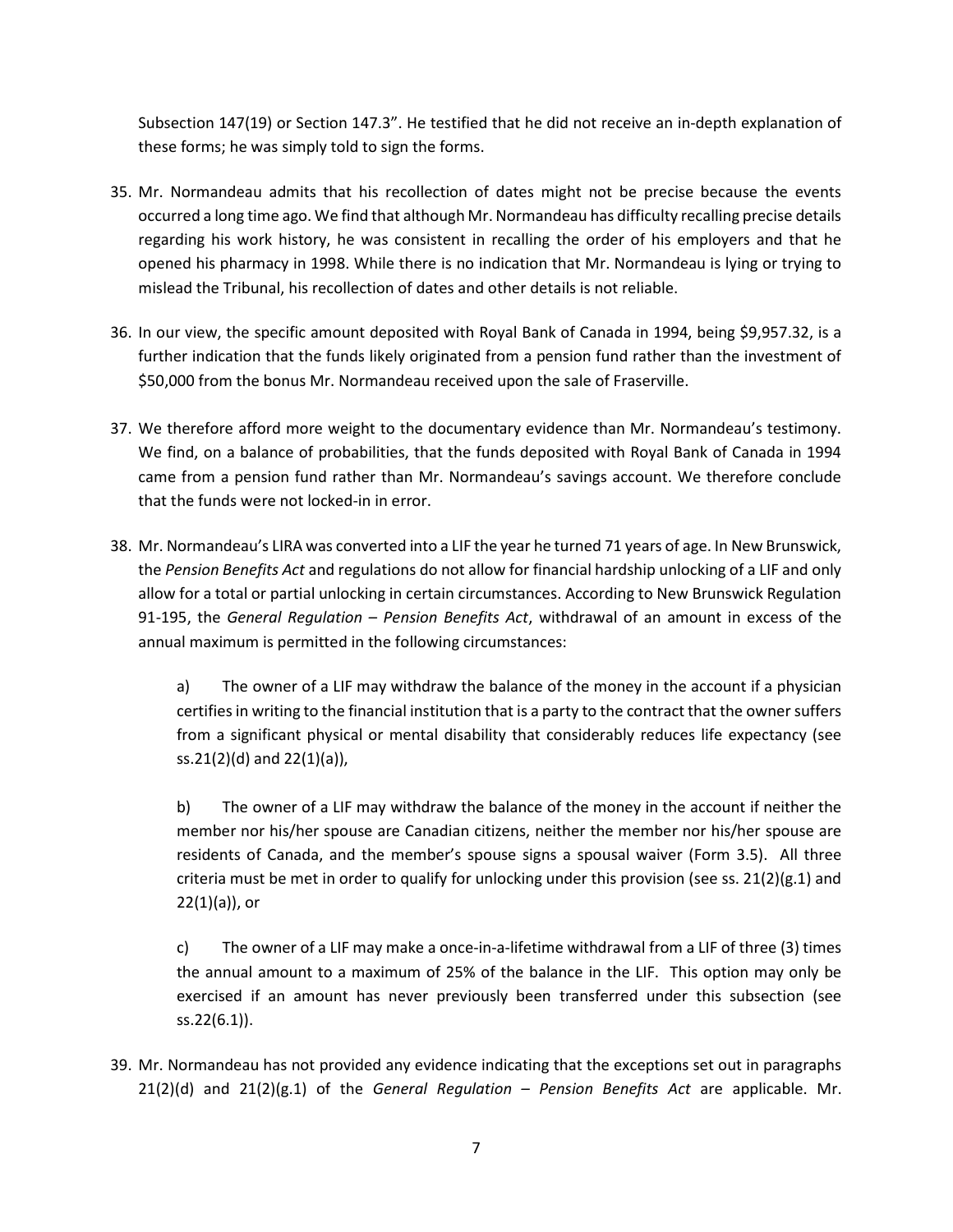Subsection 147(19) or Section 147.3". He testified that he did not receive an in-depth explanation of these forms; he was simply told to sign the forms.

35. Mr. Normandeau admits that his recollection of dates might not be precise because the events occurred a long time ago. We find that although Mr. Normandeau has difficulty recalling precise details regarding his work history, he was consistent in recalling the order of his employers and that he opened his pharmacy in 1998. While there is no indication that Mr. Normandeau is lying or trying to mislead the Tribunal, his recollection of dates and other details is not reliable.

36. In our view, the specific amount deposited with Royal Bank of Canada in 1994, being $9,957.32, is a further indication that the funds likely originated from a pension fund rather than the investment of $50,000 from the bonus Mr. Normandeau received upon the sale of Fraserville.

37. We therefore afford more weight to the documentary evidence than Mr. Normandeau's testimony. We find, on a balance of probabilities, that the funds deposited with Royal Bank of Canada in 1994 came from a pension fund rather than Mr. Normandeau's savings account. We therefore conclude that the funds were not locked-in in error.

38. Mr. Normandeau's LIRA was converted into a LIF the year he turned 71 years of age. In New Brunswick, the *Pension Benefits Act* and regulations do not allow for financial hardship unlocking of a LIF and only allow for a total or partial unlocking in certain circumstances. According to New Brunswick Regulation 91-195, the *General Regulation – Pension Benefits Act*, withdrawal of an amount in excess of the annual maximum is permitted in the following circumstances:

    a) The owner of a LIF may withdraw the balance of the money in the account if a physician certifies in writing to the financial institution that is a party to the contract that the owner suffers from a significant physical or mental disability that considerably reduces life expectancy (see ss.21(2)(d) and 22(1)(a)),

    b) The owner of a LIF may withdraw the balance of the money in the account if neither the member nor his/her spouse are Canadian citizens, neither the member nor his/her spouse are residents of Canada, and the member's spouse signs a spousal waiver (Form 3.5). All three criteria must be met in order to qualify for unlocking under this provision (see ss. 21(2)(g.1) and 22(1)(a)), or

    c) The owner of a LIF may make a once-in-a-lifetime withdrawal from a LIF of three (3) times the annual amount to a maximum of 25% of the balance in the LIF. This option may only be exercised if an amount has never previously been transferred under this subsection (see ss.22(6.1)).

39. Mr. Normandeau has not provided any evidence indicating that the exceptions set out in paragraphs 21(2)(d) and 21(2)(g.1) of the *General Regulation – Pension Benefits Act* are applicable. Mr.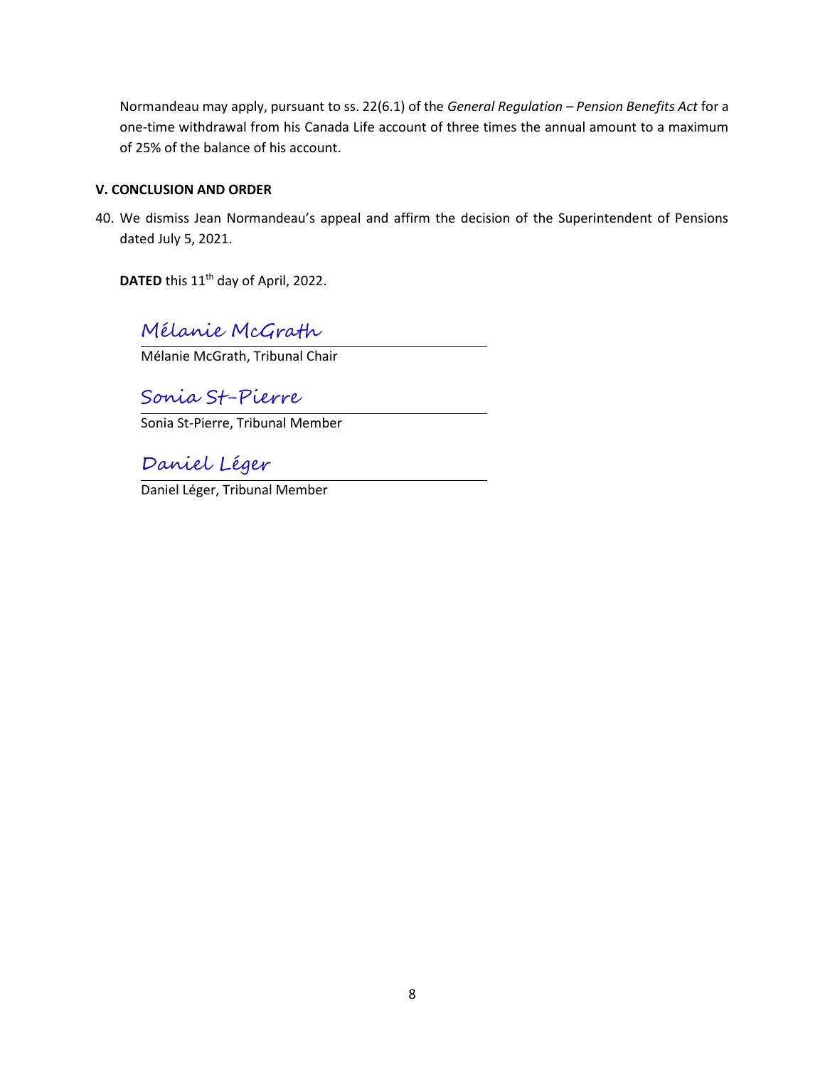Normandeau may apply, pursuant to ss. 22(6.1) of the *General Regulation – Pension Benefits Act* for a one-time withdrawal from his Canada Life account of three times the annual amount to a maximum of 25% of the balance of his account.

## V. CONCLUSION AND ORDER

40. We dismiss Jean Normandeau's appeal and affirm the decision of the Superintendent of Pensions dated July 5, 2021.

**DATED** this 11th day of April, 2022.

Mélanie McGrath

Mélanie McGrath, Tribunal Chair

Sonia St-Pierre

Sonia St-Pierre, Tribunal Member

Daniel Léger

Daniel Léger, Tribunal Member